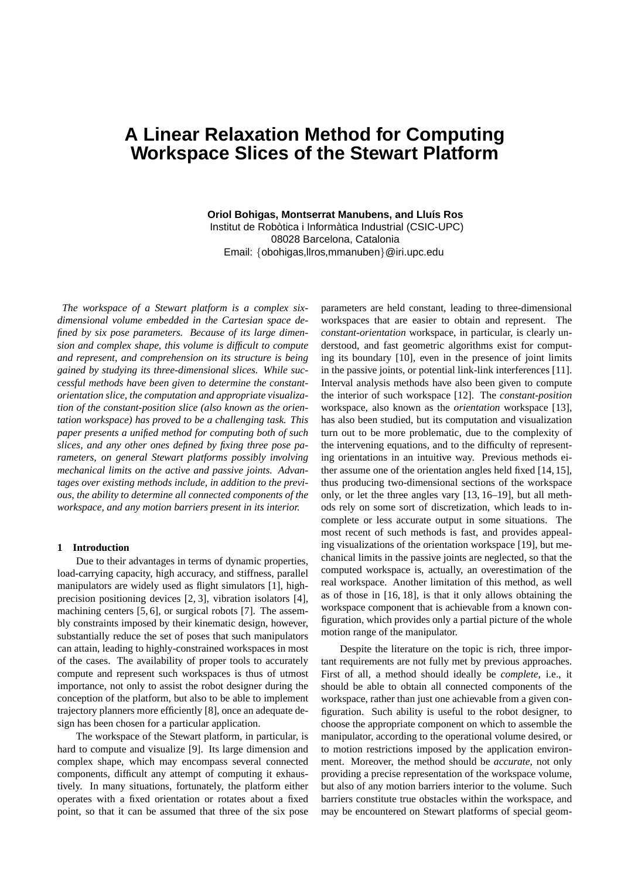# A Linear Relaxation Method for Computing Workspace Slices of the Stewart Platform

**Oriol Bohigas, Montserrat Manubens, and Lluís Ros**
Institut de Robòtica i Informàtica Industrial (CSIC-UPC)
08028 Barcelona, Catalonia
Email: {obohigas,llros,mmanuben}@iri.upc.edu

*The workspace of a Stewart platform is a complex six-dimensional volume embedded in the Cartesian space defined by six pose parameters. Because of its large dimension and complex shape, this volume is difficult to compute and represent, and comprehension on its structure is being gained by studying its three-dimensional slices. While successful methods have been given to determine the constant-orientation slice, the computation and appropriate visualization of the constant-position slice (also known as the orientation workspace) has proved to be a challenging task. This paper presents a unified method for computing both of such slices, and any other ones defined by fixing three pose parameters, on general Stewart platforms possibly involving mechanical limits on the active and passive joints. Advantages over existing methods include, in addition to the previous, the ability to determine all connected components of the workspace, and any motion barriers present in its interior.*

## 1 Introduction

Due to their advantages in terms of dynamic properties, load-carrying capacity, high accuracy, and stiffness, parallel manipulators are widely used as flight simulators [1], high-precision positioning devices [2, 3], vibration isolators [4], machining centers [5, 6], or surgical robots [7]. The assembly constraints imposed by their kinematic design, however, substantially reduce the set of poses that such manipulators can attain, leading to highly-constrained workspaces in most of the cases. The availability of proper tools to accurately compute and represent such workspaces is thus of utmost importance, not only to assist the robot designer during the conception of the platform, but also to be able to implement trajectory planners more efficiently [8], once an adequate design has been chosen for a particular application.

The workspace of the Stewart platform, in particular, is hard to compute and visualize [9]. Its large dimension and complex shape, which may encompass several connected components, difficult any attempt of computing it exhaustively. In many situations, fortunately, the platform either operates with a fixed orientation or rotates about a fixed point, so that it can be assumed that three of the six pose parameters are held constant, leading to three-dimensional workspaces that are easier to obtain and represent. The *constant-orientation* workspace, in particular, is clearly understood, and fast geometric algorithms exist for computing its boundary [10], even in the presence of joint limits in the passive joints, or potential link-link interferences [11]. Interval analysis methods have also been given to compute the interior of such workspace [12]. The *constant-position* workspace, also known as the *orientation* workspace [13], has also been studied, but its computation and visualization turn out to be more problematic, due to the complexity of the intervening equations, and to the difficulty of representing orientations in an intuitive way. Previous methods either assume one of the orientation angles held fixed [14, 15], thus producing two-dimensional sections of the workspace only, or let the three angles vary [13, 16–19], but all methods rely on some sort of discretization, which leads to incomplete or less accurate output in some situations. The most recent of such methods is fast, and provides appealing visualizations of the orientation workspace [19], but mechanical limits in the passive joints are neglected, so that the computed workspace is, actually, an overestimation of the real workspace. Another limitation of this method, as well as of those in [16, 18], is that it only allows obtaining the workspace component that is achievable from a known configuration, which provides only a partial picture of the whole motion range of the manipulator.

Despite the literature on the topic is rich, three important requirements are not fully met by previous approaches. First of all, a method should ideally be *complete*, i.e., it should be able to obtain all connected components of the workspace, rather than just one achievable from a given configuration. Such ability is useful to the robot designer, to choose the appropriate component on which to assemble the manipulator, according to the operational volume desired, or to motion restrictions imposed by the application environment. Moreover, the method should be *accurate*, not only providing a precise representation of the workspace volume, but also of any motion barriers interior to the volume. Such barriers constitute true obstacles within the workspace, and may be encountered on Stewart platforms of special geom-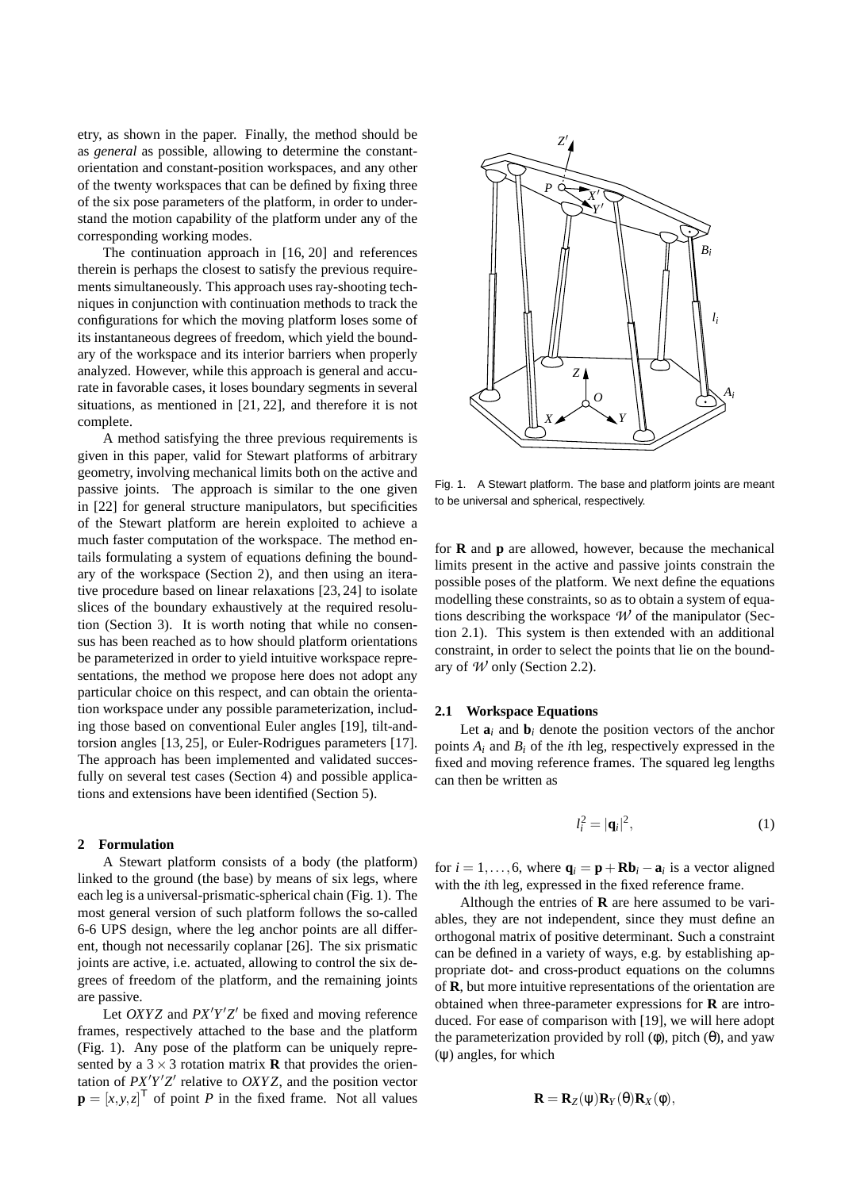etry, as shown in the paper. Finally, the method should be as *general* as possible, allowing to determine the constant-orientation and constant-position workspaces, and any other of the twenty workspaces that can be defined by fixing three of the six pose parameters of the platform, in order to understand the motion capability of the platform under any of the corresponding working modes.

The continuation approach in [16, 20] and references therein is perhaps the closest to satisfy the previous requirements simultaneously. This approach uses ray-shooting techniques in conjunction with continuation methods to track the configurations for which the moving platform loses some of its instantaneous degrees of freedom, which yield the boundary of the workspace and its interior barriers when properly analyzed. However, while this approach is general and accurate in favorable cases, it loses boundary segments in several situations, as mentioned in [21, 22], and therefore it is not complete.

A method satisfying the three previous requirements is given in this paper, valid for Stewart platforms of arbitrary geometry, involving mechanical limits both on the active and passive joints. The approach is similar to the one given in [22] for general structure manipulators, but specificities of the Stewart platform are herein exploited to achieve a much faster computation of the workspace. The method entails formulating a system of equations defining the boundary of the workspace (Section 2), and then using an iterative procedure based on linear relaxations [23, 24] to isolate slices of the boundary exhaustively at the required resolution (Section 3). It is worth noting that while no consensus has been reached as to how should platform orientations be parameterized in order to yield intuitive workspace representations, the method we propose here does not adopt any particular choice on this respect, and can obtain the orientation workspace under any possible parameterization, including those based on conventional Euler angles [19], tilt-and-torsion angles [13, 25], or Euler-Rodrigues parameters [17]. The approach has been implemented and validated successfully on several test cases (Section 4) and possible applications and extensions have been identified (Section 5).

## 2 Formulation

A Stewart platform consists of a body (the platform) linked to the ground (the base) by means of six legs, where each leg is a universal-prismatic-spherical chain (Fig. 1). The most general version of such platform follows the so-called 6-6 UPS design, where the leg anchor points are all different, though not necessarily coplanar [26]. The six prismatic joints are active, i.e. actuated, allowing to control the six degrees of freedom of the platform, and the remaining joints are passive.

Let $OXYZ$ and $PX'Y'Z'$ be fixed and moving reference frames, respectively attached to the base and the platform (Fig. 1). Any pose of the platform can be uniquely represented by a $3 \times 3$ rotation matrix $\mathbf{R}$ that provides the orientation of $PX'Y'Z'$ relative to $OXYZ$, and the position vector $\mathbf{p} = [x, y, z]^\top$ of point $P$ in the fixed frame. Not all values for $\mathbf{R}$ and $\mathbf{p}$ are allowed, however, because the mechanical limits present in the active and passive joints constrain the possible poses of the platform. We next define the equations modelling these constraints, so as to obtain a system of equations describing the workspace $\mathcal{W}$ of the manipulator (Section 2.1). This system is then extended with an additional constraint, in order to select the points that lie on the boundary of $\mathcal{W}$ only (Section 2.2).

Fig. 1. A Stewart platform. The base and platform joints are meant to be universal and spherical, respectively.

### 2.1 Workspace Equations

Let $\mathbf{a}_i$ and $\mathbf{b}_i$ denote the position vectors of the anchor points $A_i$ and $B_i$ of the $i$th leg, respectively expressed in the fixed and moving reference frames. The squared leg lengths can then be written as

$$l_i^2 = |\mathbf{q}_i|^2, \tag{1}$$

for $i = 1, \ldots, 6$, where $\mathbf{q}_i = \mathbf{p} + \mathbf{R}\mathbf{b}_i - \mathbf{a}_i$ is a vector aligned with the $i$th leg, expressed in the fixed reference frame.

Although the entries of $\mathbf{R}$ are here assumed to be variables, they are not independent, since they must define an orthogonal matrix of positive determinant. Such a constraint can be defined in a variety of ways, e.g. by establishing appropriate dot- and cross-product equations on the columns of $\mathbf{R}$, but more intuitive representations of the orientation are obtained when three-parameter expressions for $\mathbf{R}$ are introduced. For ease of comparison with [19], we will here adopt the parameterization provided by roll ($\phi$), pitch ($\theta$), and yaw ($\psi$) angles, for which

$$\mathbf{R} = \mathbf{R}_Z(\psi)\mathbf{R}_Y(\theta)\mathbf{R}_X(\phi),$$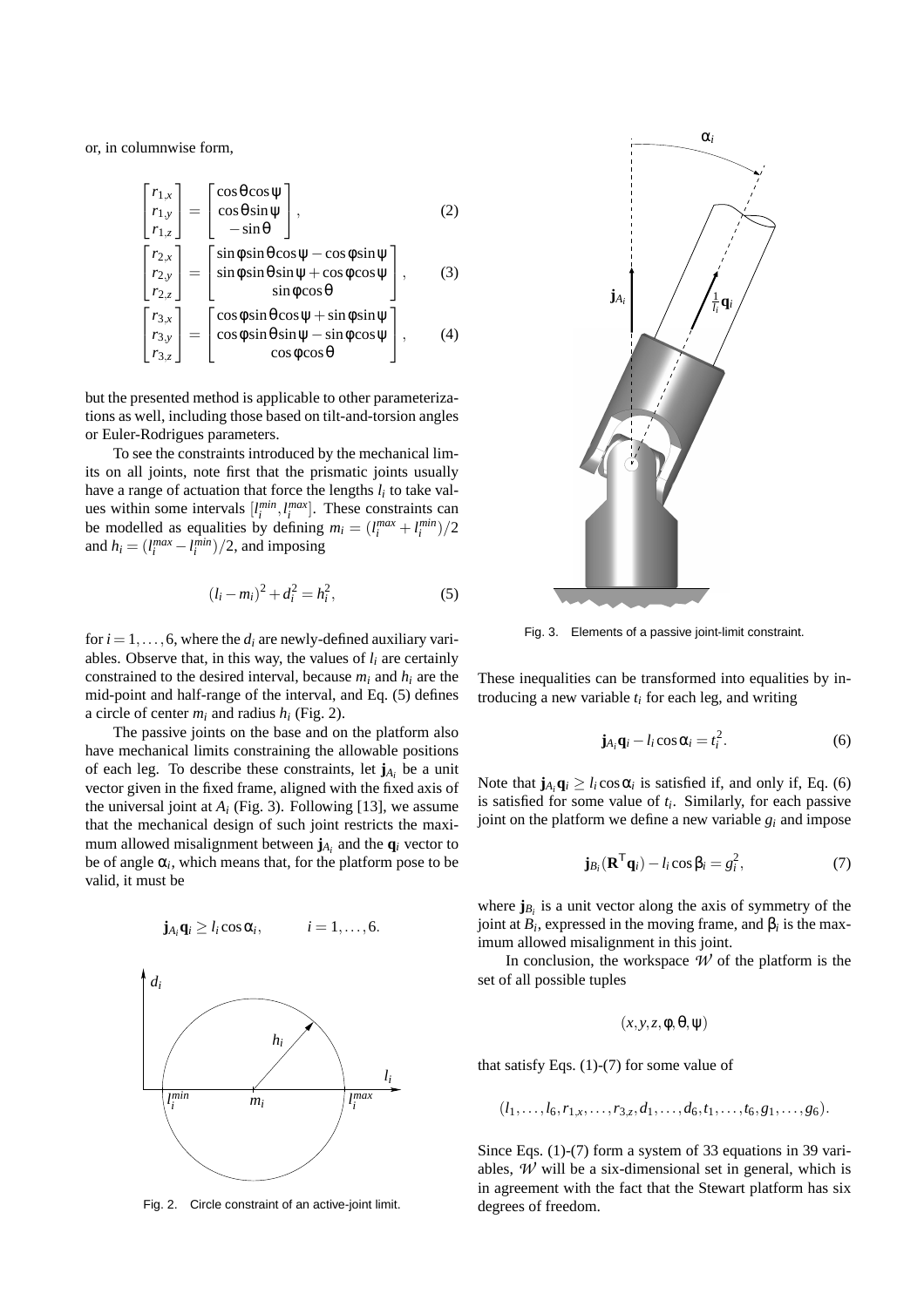or, in columnwise form,

$$\begin{bmatrix} r_{1,x} \\ r_{1,y} \\ r_{1,z} \end{bmatrix} = \begin{bmatrix} \cos\theta\cos\psi \\ \cos\theta\sin\psi \\ -\sin\theta \end{bmatrix}, \tag{2}$$

$$\begin{bmatrix} r_{2,x} \\ r_{2,y} \\ r_{2,z} \end{bmatrix} = \begin{bmatrix} \sin\phi\sin\theta\cos\psi - \cos\phi\sin\psi \\ \sin\phi\sin\theta\sin\psi + \cos\phi\cos\psi \\ \sin\phi\cos\theta \end{bmatrix}, \tag{3}$$

$$\begin{bmatrix} r_{3,x} \\ r_{3,y} \\ r_{3,z} \end{bmatrix} = \begin{bmatrix} \cos\phi\sin\theta\cos\psi + \sin\phi\sin\psi \\ \cos\phi\sin\theta\sin\psi - \sin\phi\cos\psi \\ \cos\phi\cos\theta \end{bmatrix}, \tag{4}$$

but the presented method is applicable to other parameterizations as well, including those based on tilt-and-torsion angles or Euler-Rodrigues parameters.

To see the constraints introduced by the mechanical limits on all joints, note first that the prismatic joints usually have a range of actuation that force the lengths $l_i$ to take values within some intervals $[l_i^{min}, l_i^{max}]$. These constraints can be modelled as equalities by defining $m_i = (l_i^{max} + l_i^{min})/2$ and $h_i = (l_i^{max} - l_i^{min})/2$, and imposing

$$(l_i - m_i)^2 + d_i^2 = h_i^2, \tag{5}$$

for $i = 1, \dots, 6$, where the $d_i$ are newly-defined auxiliary variables. Observe that, in this way, the values of $l_i$ are certainly constrained to the desired interval, because $m_i$ and $h_i$ are the mid-point and half-range of the interval, and Eq. (5) defines a circle of center $m_i$ and radius $h_i$ (Fig. 2).

The passive joints on the base and on the platform also have mechanical limits constraining the allowable positions of each leg. To describe these constraints, let $\mathbf{j}_{A_i}$ be a unit vector given in the fixed frame, aligned with the fixed axis of the universal joint at $A_i$ (Fig. 3). Following [13], we assume that the mechanical design of such joint restricts the maximum allowed misalignment between $\mathbf{j}_{A_i}$ and the $\mathbf{q}_i$ vector to be of angle $\alpha_i$, which means that, for the platform pose to be valid, it must be

$$\mathbf{j}_{A_i}\mathbf{q}_i \geq l_i \cos\alpha_i, \qquad i = 1, \dots, 6.$$

Fig. 2. Circle constraint of an active-joint limit.

Fig. 3. Elements of a passive joint-limit constraint.

These inequalities can be transformed into equalities by introducing a new variable $t_i$ for each leg, and writing

$$\mathbf{j}_{A_i}\mathbf{q}_i - l_i \cos\alpha_i = t_i^2. \tag{6}$$

Note that $\mathbf{j}_{A_i}\mathbf{q}_i \geq l_i \cos\alpha_i$ is satisfied if, and only if, Eq. (6) is satisfied for some value of $t_i$. Similarly, for each passive joint on the platform we define a new variable $g_i$ and impose

$$\mathbf{j}_{B_i}(\mathbf{R}^\mathsf{T}\mathbf{q}_i) - l_i \cos\beta_i = g_i^2, \tag{7}$$

where $\mathbf{j}_{B_i}$ is a unit vector along the axis of symmetry of the joint at $B_i$, expressed in the moving frame, and $\beta_i$ is the maximum allowed misalignment in this joint.

In conclusion, the workspace $\mathcal{W}$ of the platform is the set of all possible tuples

$$(x, y, z, \phi, \theta, \psi)$$

that satisfy Eqs. (1)-(7) for some value of

$$(l_1, \dots, l_6, r_{1,x}, \dots, r_{3,z}, d_1, \dots, d_6, t_1, \dots, t_6, g_1, \dots, g_6).$$

Since Eqs. (1)-(7) form a system of 33 equations in 39 variables, $\mathcal{W}$ will be a six-dimensional set in general, which is in agreement with the fact that the Stewart platform has six degrees of freedom.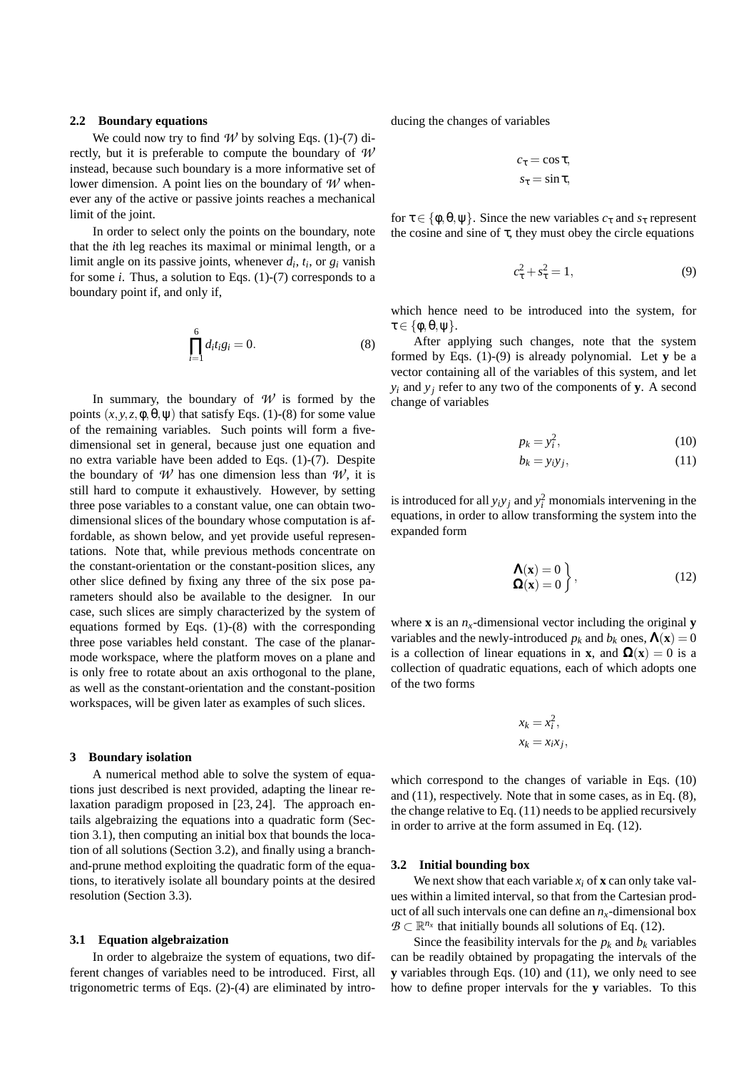### 2.2 Boundary equations

We could now try to find $\mathcal{W}$ by solving Eqs. (1)-(7) directly, but it is preferable to compute the boundary of $\mathcal{W}$ instead, because such boundary is a more informative set of lower dimension. A point lies on the boundary of $\mathcal{W}$ whenever any of the active or passive joints reaches a mechanical limit of the joint.

In order to select only the points on the boundary, note that the $i$th leg reaches its maximal or minimal length, or a limit angle on its passive joints, whenever $d_i$, $t_i$, or $g_i$ vanish for some $i$. Thus, a solution to Eqs. (1)-(7) corresponds to a boundary point if, and only if,

$$\prod_{i=1}^{6} d_i t_i g_i = 0. \tag{8}$$

In summary, the boundary of $\mathcal{W}$ is formed by the points $(x, y, z, \phi, \theta, \psi)$ that satisfy Eqs. (1)-(8) for some value of the remaining variables. Such points will form a five-dimensional set in general, because just one equation and no extra variable have been added to Eqs. (1)-(7). Despite the boundary of $\mathcal{W}$ has one dimension less than $\mathcal{W}$, it is still hard to compute it exhaustively. However, by setting three pose variables to a constant value, one can obtain two-dimensional slices of the boundary whose computation is affordable, as shown below, and yet provide useful representations. Note that, while previous methods concentrate on the constant-orientation or the constant-position slices, any other slice defined by fixing any three of the six pose parameters should also be available to the designer. In our case, such slices are simply characterized by the system of equations formed by Eqs. (1)-(8) with the corresponding three pose variables held constant. The case of the planar-mode workspace, where the platform moves on a plane and is only free to rotate about an axis orthogonal to the plane, as well as the constant-orientation and the constant-position workspaces, will be given later as examples of such slices.

## 3 Boundary isolation

A numerical method able to solve the system of equations just described is next provided, adapting the linear relaxation paradigm proposed in [23, 24]. The approach entails algebraizing the equations into a quadratic form (Section 3.1), then computing an initial box that bounds the location of all solutions (Section 3.2), and finally using a branch-and-prune method exploiting the quadratic form of the equations, to iteratively isolate all boundary points at the desired resolution (Section 3.3).

### 3.1 Equation algebraization

In order to algebraize the system of equations, two different changes of variables need to be introduced. First, all trigonometric terms of Eqs. (2)-(4) are eliminated by introducing the changes of variables

$$c_\tau = \cos\tau,$$
$$s_\tau = \sin\tau,$$

for $\tau \in \{\phi, \theta, \psi\}$. Since the new variables $c_\tau$ and $s_\tau$ represent the cosine and sine of $\tau$, they must obey the circle equations

$$c_\tau^2 + s_\tau^2 = 1, \tag{9}$$

which hence need to be introduced into the system, for $\tau \in \{\phi, \theta, \psi\}$.

After applying such changes, note that the system formed by Eqs. (1)-(9) is already polynomial. Let $\mathbf{y}$ be a vector containing all of the variables of this system, and let $y_i$ and $y_j$ refer to any two of the components of $\mathbf{y}$. A second change of variables

$$p_k = y_i^2, \tag{10}$$

$$b_k = y_i y_j, \tag{11}$$

is introduced for all $y_i y_j$ and $y_i^2$ monomials intervening in the equations, in order to allow transforming the system into the expanded form

$$\left.\begin{array}{l} \mathbf{\Lambda}(\mathbf{x}) = 0 \\ \mathbf{\Omega}(\mathbf{x}) = 0 \end{array}\right\}, \tag{12}$$

where $\mathbf{x}$ is an $n_x$-dimensional vector including the original $\mathbf{y}$ variables and the newly-introduced $p_k$ and $b_k$ ones, $\mathbf{\Lambda}(\mathbf{x}) = 0$ is a collection of linear equations in $\mathbf{x}$, and $\mathbf{\Omega}(\mathbf{x}) = 0$ is a collection of quadratic equations, each of which adopts one of the two forms

$$x_k = x_i^2,$$
$$x_k = x_i x_j,$$

which correspond to the changes of variable in Eqs. (10) and (11), respectively. Note that in some cases, as in Eq. (8), the change relative to Eq. (11) needs to be applied recursively in order to arrive at the form assumed in Eq. (12).

### 3.2 Initial bounding box

We next show that each variable $x_i$ of $\mathbf{x}$ can only take values within a limited interval, so that from the Cartesian product of all such intervals one can define an $n_x$-dimensional box $\mathcal{B} \subset \mathbb{R}^{n_x}$ that initially bounds all solutions of Eq. (12).

Since the feasibility intervals for the $p_k$ and $b_k$ variables can be readily obtained by propagating the intervals of the $\mathbf{y}$ variables through Eqs. (10) and (11), we only need to see how to define proper intervals for the $\mathbf{y}$ variables. To this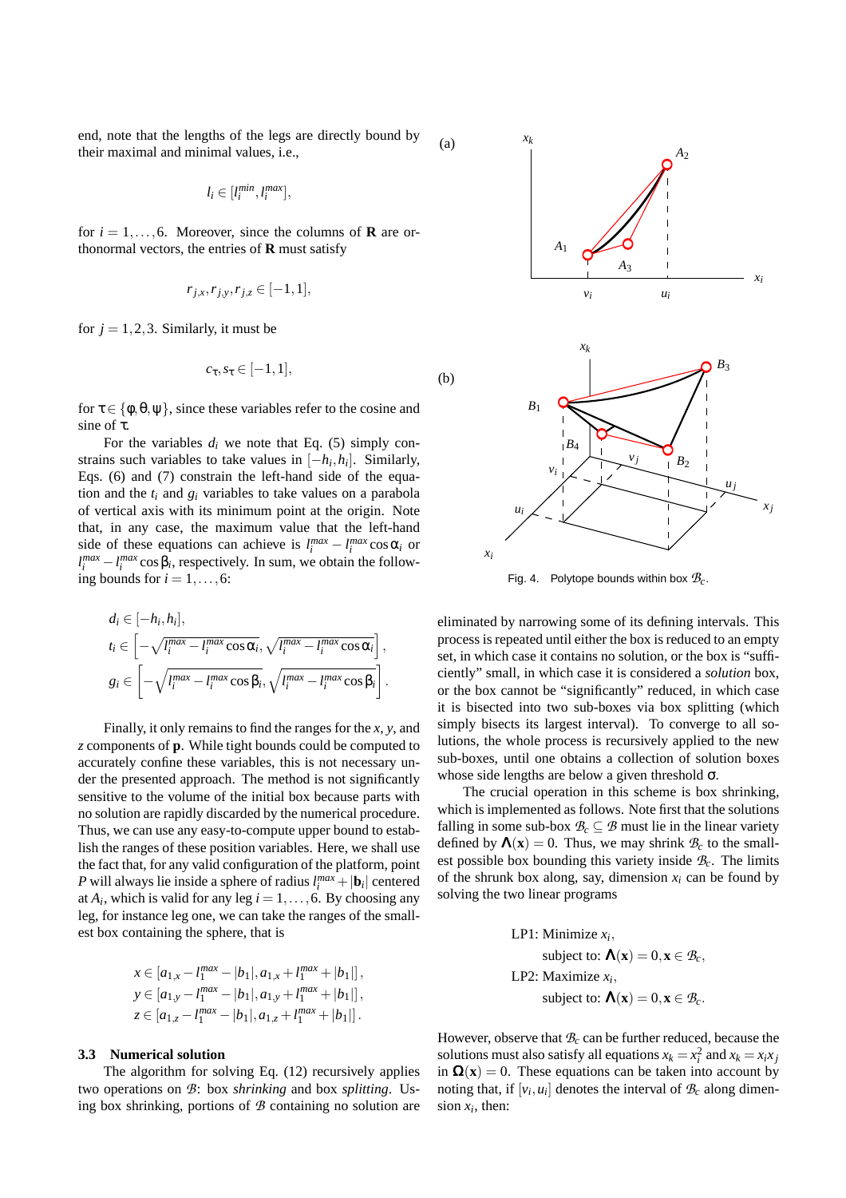end, note that the lengths of the legs are directly bound by their maximal and minimal values, i.e.,

$$l_i \in [l_i^{min}, l_i^{max}],$$

for $i = 1, \ldots, 6$. Moreover, since the columns of $\mathbf{R}$ are orthonormal vectors, the entries of $\mathbf{R}$ must satisfy

$$r_{j,x}, r_{j,y}, r_{j,z} \in [-1, 1],$$

for $j = 1, 2, 3$. Similarly, it must be

$$c_\tau, s_\tau \in [-1, 1],$$

for $\tau \in \{\phi, \theta, \psi\}$, since these variables refer to the cosine and sine of $\tau$.

For the variables $d_i$ we note that Eq. (5) simply constrains such variables to take values in $[-h_i, h_i]$. Similarly, Eqs. (6) and (7) constrain the left-hand side of the equation the $t_i$ and $g_i$ variables to take values on a parabola of vertical axis with its minimum point at the origin. Note that, in any case, the maximum value that the left-hand side of these equations can achieve is $l_i^{max} - l_i^{max} \cos \alpha_i$ or $l_i^{max} - l_i^{max} \cos \beta_i$, respectively. In sum, we obtain the following bounds for $i = 1, \ldots, 6$:

$$d_i \in [-h_i, h_i],$$
$$t_i \in \left[ -\sqrt{l_i^{max} - l_i^{max} \cos \alpha_i}, \sqrt{l_i^{max} - l_i^{max} \cos \alpha_i} \right],$$
$$g_i \in \left[ -\sqrt{l_i^{max} - l_i^{max} \cos \beta_i}, \sqrt{l_i^{max} - l_i^{max} \cos \beta_i} \right].$$

Finally, it only remains to find the ranges for the $x$, $y$, and $z$ components of $\mathbf{p}$. While tight bounds could be computed to accurately confine these variables, this is not necessary under the presented approach. The method is not significantly sensitive to the volume of the initial box because parts with no solution are rapidly discarded by the numerical procedure. Thus, we can use any easy-to-compute upper bound to establish the ranges of these position variables. Here, we shall use the fact that, for any valid configuration of the platform, point $P$ will always lie inside a sphere of radius $l_i^{max} + |\mathbf{b}_i|$ centered at $A_i$, which is valid for any leg $i = 1, \ldots, 6$. By choosing any leg, for instance leg one, we can take the ranges of the smallest box containing the sphere, that is

$$x \in \left[ a_{1,x} - l_1^{max} - |b_1|, a_{1,x} + l_1^{max} + |b_1| \right],$$
$$y \in \left[ a_{1,y} - l_1^{max} - |b_1|, a_{1,y} + l_1^{max} + |b_1| \right],$$
$$z \in \left[ a_{1,z} - l_1^{max} - |b_1|, a_{1,z} + l_1^{max} + |b_1| \right].$$

### 3.3 Numerical solution

The algorithm for solving Eq. (12) recursively applies two operations on $\mathcal{B}$: box *shrinking* and box *splitting*. Using box shrinking, portions of $\mathcal{B}$ containing no solution are eliminated by narrowing some of its defining intervals. This process is repeated until either the box is reduced to an empty set, in which case it contains no solution, or the box is "sufficiently" small, in which case it is considered a *solution* box, or the box cannot be "significantly" reduced, in which case it is bisected into two sub-boxes via box splitting (which simply bisects its largest interval). To converge to all solutions, the whole process is recursively applied to the new sub-boxes, until one obtains a collection of solution boxes whose side lengths are below a given threshold $\sigma$.

Fig. 4. Polytope bounds within box $\mathcal{B}_c$.

The crucial operation in this scheme is box shrinking, which is implemented as follows. Note first that the solutions falling in some sub-box $\mathcal{B}_c \subseteq \mathcal{B}$ must lie in the linear variety defined by $\mathbf{\Lambda}(\mathbf{x}) = 0$. Thus, we may shrink $\mathcal{B}_c$ to the smallest possible box bounding this variety inside $\mathcal{B}_c$. The limits of the shrunk box along, say, dimension $x_i$ can be found by solving the two linear programs

$$\begin{aligned}
&\text{LP1: Minimize } x_i, \\
&\qquad \text{subject to: } \mathbf{\Lambda}(\mathbf{x}) = 0, \mathbf{x} \in \mathcal{B}_c, \\
&\text{LP2: Maximize } x_i, \\
&\qquad \text{subject to: } \mathbf{\Lambda}(\mathbf{x}) = 0, \mathbf{x} \in \mathcal{B}_c.
\end{aligned}$$

However, observe that $\mathcal{B}_c$ can be further reduced, because the solutions must also satisfy all equations $x_k = x_i^2$ and $x_k = x_i x_j$ in $\mathbf{\Omega}(\mathbf{x}) = 0$. These equations can be taken into account by noting that, if $[v_i, u_i]$ denotes the interval of $\mathcal{B}_c$ along dimension $x_i$, then: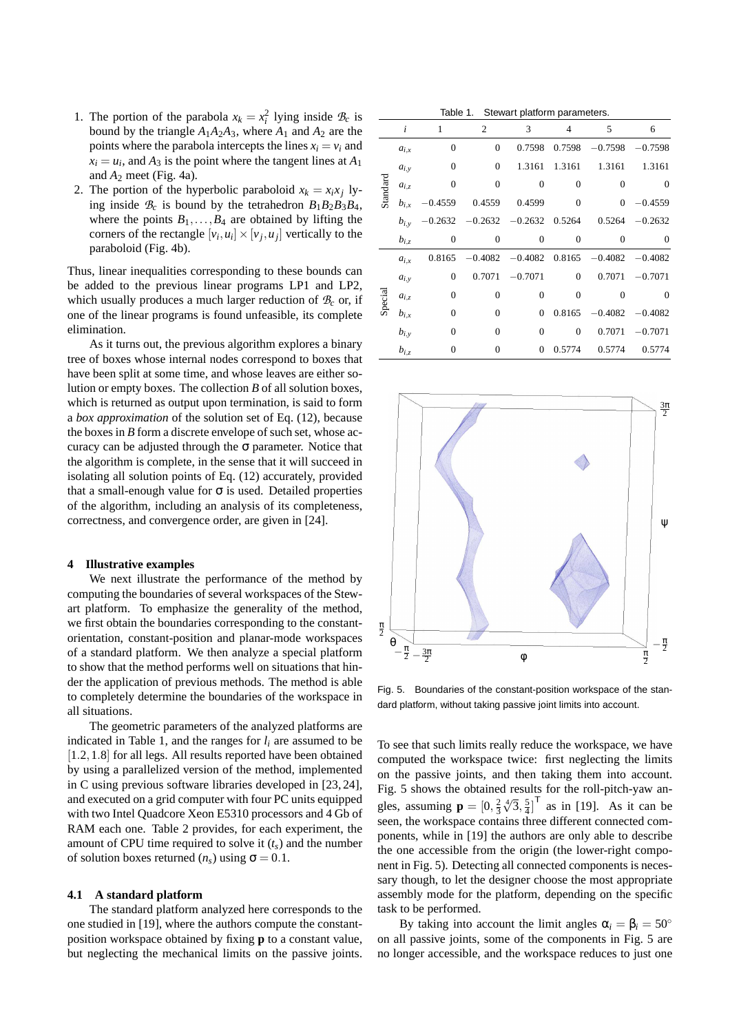1. The portion of the parabola $x_k = x_i^2$ lying inside $\mathcal{B}_c$ is bound by the triangle $A_1A_2A_3$, where $A_1$ and $A_2$ are the points where the parabola intercepts the lines $x_i = v_i$ and $x_i = u_i$, and $A_3$ is the point where the tangent lines at $A_1$ and $A_2$ meet (Fig. 4a).
2. The portion of the hyperbolic paraboloid $x_k = x_i x_j$ lying inside $\mathcal{B}_c$ is bound by the tetrahedron $B_1B_2B_3B_4$, where the points $B_1, \ldots, B_4$ are obtained by lifting the corners of the rectangle $[v_i, u_i] \times [v_j, u_j]$ vertically to the paraboloid (Fig. 4b).

Thus, linear inequalities corresponding to these bounds can be added to the previous linear programs LP1 and LP2, which usually produces a much larger reduction of $\mathcal{B}_c$ or, if one of the linear programs is found unfeasible, its complete elimination.

As it turns out, the previous algorithm explores a binary tree of boxes whose internal nodes correspond to boxes that have been split at some time, and whose leaves are either solution or empty boxes. The collection $B$ of all solution boxes, which is returned as output upon termination, is said to form a *box approximation* of the solution set of Eq. (12), because the boxes in $B$ form a discrete envelope of such set, whose accuracy can be adjusted through the $\sigma$ parameter. Notice that the algorithm is complete, in the sense that it will succeed in isolating all solution points of Eq. (12) accurately, provided that a small-enough value for $\sigma$ is used. Detailed properties of the algorithm, including an analysis of its completeness, correctness, and convergence order, are given in [24].

## 4 Illustrative examples

We next illustrate the performance of the method by computing the boundaries of several workspaces of the Stewart platform. To emphasize the generality of the method, we first obtain the boundaries corresponding to the constant-orientation, constant-position and planar-mode workspaces of a standard platform. We then analyze a special platform to show that the method performs well on situations that hinder the application of previous methods. The method is able to completely determine the boundaries of the workspace in all situations.

The geometric parameters of the analyzed platforms are indicated in Table 1, and the ranges for $l_i$ are assumed to be $[1.2, 1.8]$ for all legs. All results reported have been obtained by using a parallelized version of the method, implemented in C using previous software libraries developed in [23, 24], and executed on a grid computer with four PC units equipped with two Intel Quadcore Xeon E5310 processors and 4 Gb of RAM each one. Table 2 provides, for each experiment, the amount of CPU time required to solve it ($t_s$) and the number of solution boxes returned ($n_s$) using $\sigma = 0.1$.

### 4.1 A standard platform

The standard platform analyzed here corresponds to the one studied in [19], where the authors compute the constant-position workspace obtained by fixing $\mathbf{p}$ to a constant value, but neglecting the mechanical limits on the passive joints.

Table 1. Stewart platform parameters.

| | $i$ | 1 | 2 | 3 | 4 | 5 | 6 |
|---|---|---|---|---|---|---|---|
| Standard | $a_{i,x}$ | 0 | 0 | 0.7598 | 0.7598 | −0.7598 | −0.7598 |
| | $a_{i,y}$ | 0 | 0 | 1.3161 | 1.3161 | 1.3161 | 1.3161 |
| | $a_{i,z}$ | 0 | 0 | 0 | 0 | 0 | 0 |
| | $b_{i,x}$ | −0.4559 | 0.4559 | 0.4599 | 0 | 0 | −0.4559 |
| | $b_{i,y}$ | −0.2632 | −0.2632 | −0.2632 | 0.5264 | 0.5264 | −0.2632 |
| | $b_{i,z}$ | 0 | 0 | 0 | 0 | 0 | 0 |
| Special | $a_{i,x}$ | 0.8165 | −0.4082 | −0.4082 | 0.8165 | −0.4082 | −0.4082 |
| | $a_{i,y}$ | 0 | 0.7071 | −0.7071 | 0 | 0.7071 | −0.7071 |
| | $a_{i,z}$ | 0 | 0 | 0 | 0 | 0 | 0 |
| | $b_{i,x}$ | 0 | 0 | 0 | 0.8165 | −0.4082 | −0.4082 |
| | $b_{i,y}$ | 0 | 0 | 0 | 0 | 0.7071 | −0.7071 |
| | $b_{i,z}$ | 0 | 0 | 0 | 0.5774 | 0.5774 | 0.5774 |

Fig. 5. Boundaries of the constant-position workspace of the standard platform, without taking passive joint limits into account.

To see that such limits really reduce the workspace, we have computed the workspace twice: first neglecting the limits on the passive joints, and then taking them into account. Fig. 5 shows the obtained results for the roll-pitch-yaw angles, assuming $\mathbf{p} = [0, \frac{2}{3}\sqrt[4]{3}, \frac{5}{4}]^\mathsf{T}$ as in [19]. As it can be seen, the workspace contains three different connected components, while in [19] the authors are only able to describe the one accessible from the origin (the lower-right component in Fig. 5). Detecting all connected components is necessary though, to let the designer choose the most appropriate assembly mode for the platform, depending on the specific task to be performed.

By taking into account the limit angles $\alpha_i = \beta_i = 50^\circ$ on all passive joints, some of the components in Fig. 5 are no longer accessible, and the workspace reduces to just one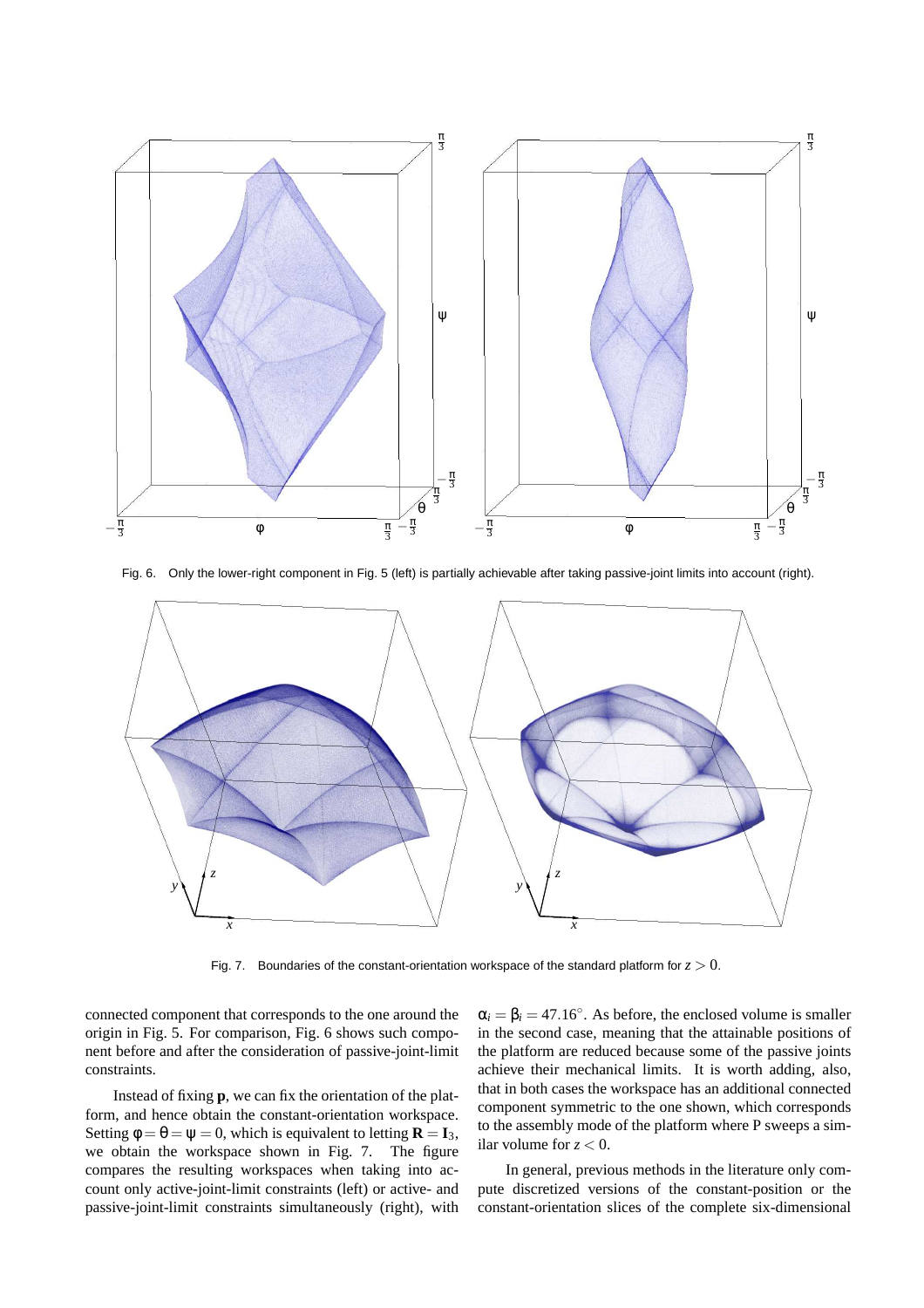Fig. 6. Only the lower-right component in Fig. 5 (left) is partially achievable after taking passive-joint limits into account (right).

Fig. 7. Boundaries of the constant-orientation workspace of the standard platform for $z > 0$.

connected component that corresponds to the one around the origin in Fig. 5. For comparison, Fig. 6 shows such component before and after the consideration of passive-joint-limit constraints.

Instead of fixing $\mathbf{p}$, we can fix the orientation of the platform, and hence obtain the constant-orientation workspace. Setting $\phi = \theta = \psi = 0$, which is equivalent to letting $\mathbf{R} = \mathbf{I}_3$, we obtain the workspace shown in Fig. 7. The figure compares the resulting workspaces when taking into account only active-joint-limit constraints (left) or active- and passive-joint-limit constraints simultaneously (right), with $\alpha_i = \beta_i = 47.16^\circ$. As before, the enclosed volume is smaller in the second case, meaning that the attainable positions of the platform are reduced because some of the passive joints achieve their mechanical limits. It is worth adding, also, that in both cases the workspace has an additional connected component symmetric to the one shown, which corresponds to the assembly mode of the platform where P sweeps a similar volume for $z < 0$.

In general, previous methods in the literature only compute discretized versions of the constant-position or the constant-orientation slices of the complete six-dimensional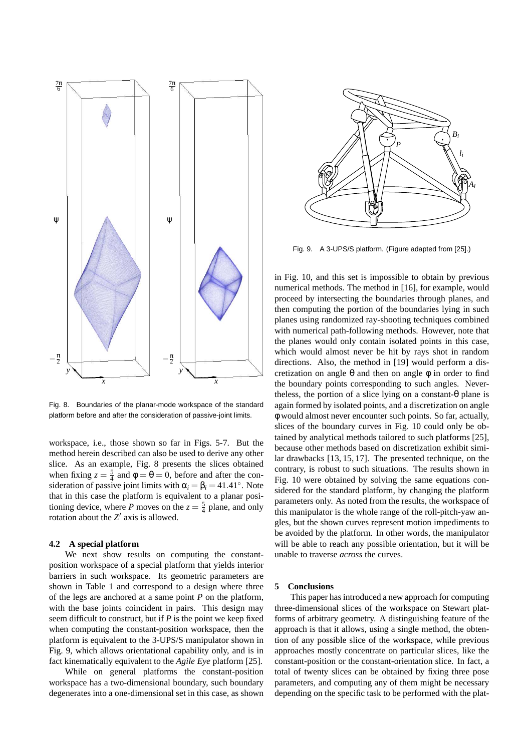Fig. 8. Boundaries of the planar-mode workspace of the standard platform before and after the consideration of passive-joint limits.

workspace, i.e., those shown so far in Figs. 5-7. But the method herein described can also be used to derive any other slice. As an example, Fig. 8 presents the slices obtained when fixing $z = \frac{5}{4}$ and $\phi = \theta = 0$, before and after the consideration of passive joint limits with $\alpha_i = \beta_i = 41.41°$. Note that in this case the platform is equivalent to a planar positioning device, where $P$ moves on the $z = \frac{5}{4}$ plane, and only rotation about the $Z'$ axis is allowed.

### 4.2 A special platform

We next show results on computing the constant-position workspace of a special platform that yields interior barriers in such workspace. Its geometric parameters are shown in Table 1 and correspond to a design where three of the legs are anchored at a same point $P$ on the platform, with the base joints coincident in pairs. This design may seem difficult to construct, but if $P$ is the point we keep fixed when computing the constant-position workspace, then the platform is equivalent to the 3-UPS/S manipulator shown in Fig. 9, which allows orientational capability only, and is in fact kinematically equivalent to the *Agile Eye* platform [25].

While on general platforms the constant-position workspace has a two-dimensional boundary, such boundary degenerates into a one-dimensional set in this case, as shown

Fig. 9. A 3-UPS/S platform. (Figure adapted from [25].)

in Fig. 10, and this set is impossible to obtain by previous numerical methods. The method in [16], for example, would proceed by intersecting the boundaries through planes, and then computing the portion of the boundaries lying in such planes using randomized ray-shooting techniques combined with numerical path-following methods. However, note that the planes would only contain isolated points in this case, which would almost never be hit by rays shot in random directions. Also, the method in [19] would perform a discretization on angle $\theta$ and then on angle $\phi$ in order to find the boundary points corresponding to such angles. Nevertheless, the portion of a slice lying on a constant-$\theta$ plane is again formed by isolated points, and a discretization on angle $\phi$ would almost never encounter such points. So far, actually, slices of the boundary curves in Fig. 10 could only be obtained by analytical methods tailored to such platforms [25], because other methods based on discretization exhibit similar drawbacks [13, 15, 17]. The presented technique, on the contrary, is robust to such situations. The results shown in Fig. 10 were obtained by solving the same equations considered for the standard platform, by changing the platform parameters only. As noted from the results, the workspace of this manipulator is the whole range of the roll-pitch-yaw angles, but the shown curves represent motion impediments to be avoided by the platform. In other words, the manipulator will be able to reach any possible orientation, but it will be unable to traverse *across* the curves.

## 5 Conclusions

This paper has introduced a new approach for computing three-dimensional slices of the workspace on Stewart platforms of arbitrary geometry. A distinguishing feature of the approach is that it allows, using a single method, the obtention of any possible slice of the workspace, while previous approaches mostly concentrate on particular slices, like the constant-position or the constant-orientation slice. In fact, a total of twenty slices can be obtained by fixing three pose parameters, and computing any of them might be necessary depending on the specific task to be performed with the plat-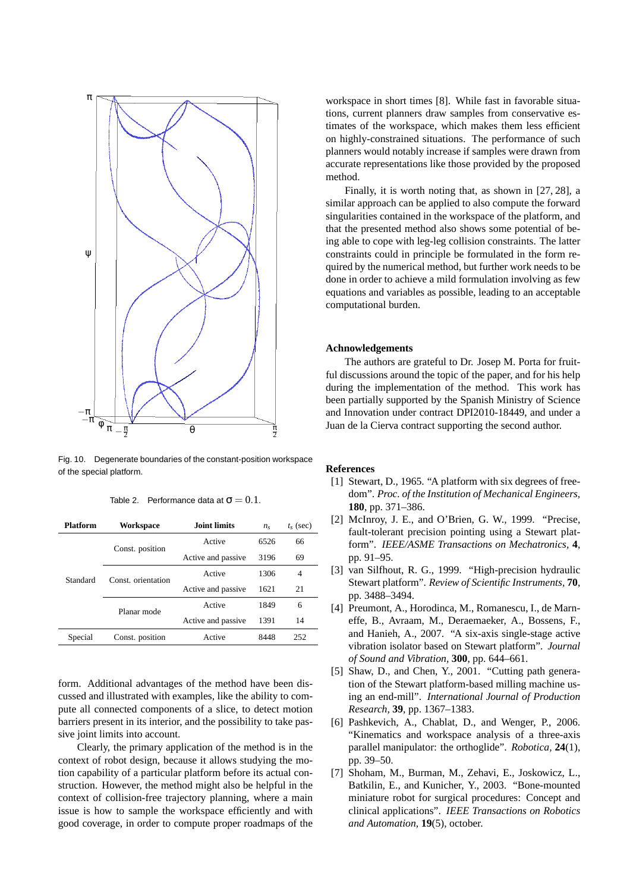Fig. 10. Degenerate boundaries of the constant-position workspace of the special platform.

Table 2. Performance data at $\sigma = 0.1$.

| Platform | Workspace | Joint limits | $n_s$ | $t_s$ (sec) |
|---|---|---|---|---|
| Standard | Const. position | Active | 6526 | 66 |
| | | Active and passive | 3196 | 69 |
| | Const. orientation | Active | 1306 | 4 |
| | | Active and passive | 1621 | 21 |
| | Planar mode | Active | 1849 | 6 |
| | | Active and passive | 1391 | 14 |
| Special | Const. position | Active | 8448 | 252 |

form. Additional advantages of the method have been discussed and illustrated with examples, like the ability to compute all connected components of a slice, to detect motion barriers present in its interior, and the possibility to take passive joint limits into account.

Clearly, the primary application of the method is in the context of robot design, because it allows studying the motion capability of a particular platform before its actual construction. However, the method might also be helpful in the context of collision-free trajectory planning, where a main issue is how to sample the workspace efficiently and with good coverage, in order to compute proper roadmaps of the workspace in short times [8]. While fast in favorable situations, current planners draw samples from conservative estimates of the workspace, which makes them less efficient on highly-constrained situations. The performance of such planners would notably increase if samples were drawn from accurate representations like those provided by the proposed method.

Finally, it is worth noting that, as shown in [27, 28], a similar approach can be applied to also compute the forward singularities contained in the workspace of the platform, and that the presented method also shows some potential of being able to cope with leg-leg collision constraints. The latter constraints could in principle be formulated in the form required by the numerical method, but further work needs to be done in order to achieve a mild formulation involving as few equations and variables as possible, leading to an acceptable computational burden.

## Acknowledgements

The authors are grateful to Dr. Josep M. Porta for fruitful discussions around the topic of the paper, and for his help during the implementation of the method. This work has been partially supported by the Spanish Ministry of Science and Innovation under contract DPI2010-18449, and under a Juan de la Cierva contract supporting the second author.

## References

[1] Stewart, D., 1965. "A platform with six degrees of freedom". *Proc. of the Institution of Mechanical Engineers,* **180**, pp. 371–386.

[2] McInroy, J. E., and O'Brien, G. W., 1999. "Precise, fault-tolerant precision pointing using a Stewart platform". *IEEE/ASME Transactions on Mechatronics,* **4**, pp. 91–95.

[3] van Silfhout, R. G., 1999. "High-precision hydraulic Stewart platform". *Review of Scientific Instruments,* **70**, pp. 3488–3494.

[4] Preumont, A., Horodinca, M., Romanescu, I., de Marneffe, B., Avraam, M., Deraemaeker, A., Bossens, F., and Hanieh, A., 2007. "A six-axis single-stage active vibration isolator based on Stewart platform". *Journal of Sound and Vibration,* **300**, pp. 644–661.

[5] Shaw, D., and Chen, Y., 2001. "Cutting path generation of the Stewart platform-based milling machine using an end-mill". *International Journal of Production Research,* **39**, pp. 1367–1383.

[6] Pashkevich, A., Chablat, D., and Wenger, P., 2006. "Kinematics and workspace analysis of a three-axis parallel manipulator: the orthoglide". *Robotica,* **24**(1), pp. 39–50.

[7] Shoham, M., Burman, M., Zehavi, E., Joskowicz, L., Batkilin, E., and Kunicher, Y., 2003. "Bone-mounted miniature robot for surgical procedures: Concept and clinical applications". *IEEE Transactions on Robotics and Automation,* **19**(5), october.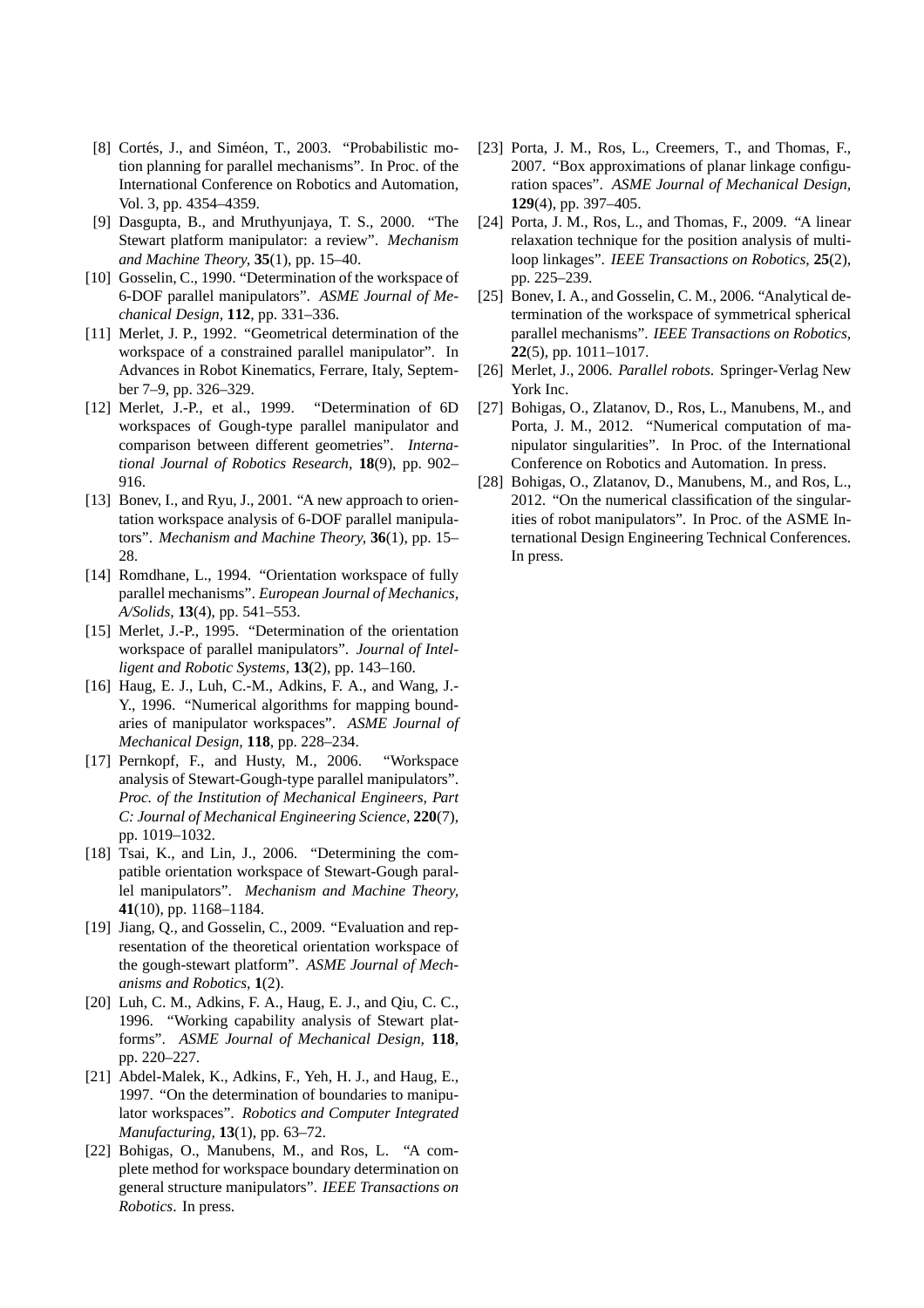[8] Cortés, J., and Siméon, T., 2003. "Probabilistic motion planning for parallel mechanisms". In Proc. of the International Conference on Robotics and Automation, Vol. 3, pp. 4354–4359.

[9] Dasgupta, B., and Mruthyunjaya, T. S., 2000. "The Stewart platform manipulator: a review". *Mechanism and Machine Theory,* **35**(1), pp. 15–40.

[10] Gosselin, C., 1990. "Determination of the workspace of 6-DOF parallel manipulators". *ASME Journal of Mechanical Design,* **112**, pp. 331–336.

[11] Merlet, J. P., 1992. "Geometrical determination of the workspace of a constrained parallel manipulator". In Advances in Robot Kinematics, Ferrare, Italy, September 7–9, pp. 326–329.

[12] Merlet, J.-P., et al., 1999. "Determination of 6D workspaces of Gough-type parallel manipulator and comparison between different geometries". *International Journal of Robotics Research,* **18**(9), pp. 902–916.

[13] Bonev, I., and Ryu, J., 2001. "A new approach to orientation workspace analysis of 6-DOF parallel manipulators". *Mechanism and Machine Theory,* **36**(1), pp. 15–28.

[14] Romdhane, L., 1994. "Orientation workspace of fully parallel mechanisms". *European Journal of Mechanics, A/Solids,* **13**(4), pp. 541–553.

[15] Merlet, J.-P., 1995. "Determination of the orientation workspace of parallel manipulators". *Journal of Intelligent and Robotic Systems,* **13**(2), pp. 143–160.

[16] Haug, E. J., Luh, C.-M., Adkins, F. A., and Wang, J.-Y., 1996. "Numerical algorithms for mapping boundaries of manipulator workspaces". *ASME Journal of Mechanical Design,* **118**, pp. 228–234.

[17] Pernkopf, F., and Husty, M., 2006. "Workspace analysis of Stewart-Gough-type parallel manipulators". *Proc. of the Institution of Mechanical Engineers, Part C: Journal of Mechanical Engineering Science,* **220**(7), pp. 1019–1032.

[18] Tsai, K., and Lin, J., 2006. "Determining the compatible orientation workspace of Stewart-Gough parallel manipulators". *Mechanism and Machine Theory,* **41**(10), pp. 1168–1184.

[19] Jiang, Q., and Gosselin, C., 2009. "Evaluation and representation of the theoretical orientation workspace of the gough-stewart platform". *ASME Journal of Mechanisms and Robotics,* **1**(2).

[20] Luh, C. M., Adkins, F. A., Haug, E. J., and Qiu, C. C., 1996. "Working capability analysis of Stewart platforms". *ASME Journal of Mechanical Design,* **118**, pp. 220–227.

[21] Abdel-Malek, K., Adkins, F., Yeh, H. J., and Haug, E., 1997. "On the determination of boundaries to manipulator workspaces". *Robotics and Computer Integrated Manufacturing,* **13**(1), pp. 63–72.

[22] Bohigas, O., Manubens, M., and Ros, L. "A complete method for workspace boundary determination on general structure manipulators". *IEEE Transactions on Robotics*. In press.

[23] Porta, J. M., Ros, L., Creemers, T., and Thomas, F., 2007. "Box approximations of planar linkage configuration spaces". *ASME Journal of Mechanical Design,* **129**(4), pp. 397–405.

[24] Porta, J. M., Ros, L., and Thomas, F., 2009. "A linear relaxation technique for the position analysis of multiloop linkages". *IEEE Transactions on Robotics,* **25**(2), pp. 225–239.

[25] Bonev, I. A., and Gosselin, C. M., 2006. "Analytical determination of the workspace of symmetrical spherical parallel mechanisms". *IEEE Transactions on Robotics,* **22**(5), pp. 1011–1017.

[26] Merlet, J., 2006. *Parallel robots*. Springer-Verlag New York Inc.

[27] Bohigas, O., Zlatanov, D., Ros, L., Manubens, M., and Porta, J. M., 2012. "Numerical computation of manipulator singularities". In Proc. of the International Conference on Robotics and Automation. In press.

[28] Bohigas, O., Zlatanov, D., Manubens, M., and Ros, L., 2012. "On the numerical classification of the singularities of robot manipulators". In Proc. of the ASME International Design Engineering Technical Conferences. In press.